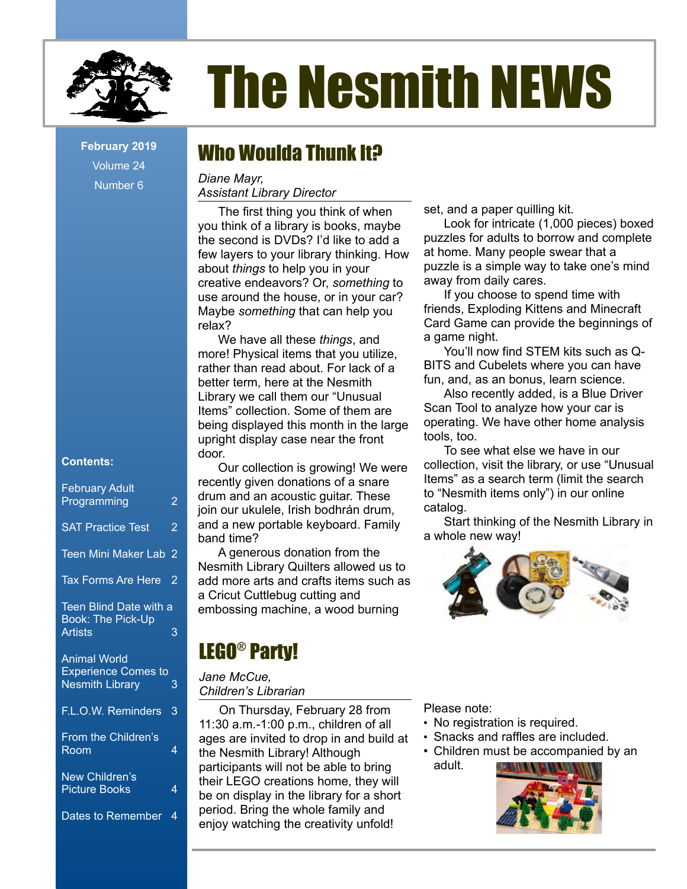# The Nesmith NEWS

**February 2019**
Volume 24
Number 6

**Contents:**

| | |
|---|---|
| February Adult Programming | 2 |
| SAT Practice Test | 2 |
| Teen Mini Maker Lab | 2 |
| Tax Forms Are Here | 2 |
| Teen Blind Date with a Book: The Pick-Up Artists | 3 |
| Animal World Experience Comes to Nesmith Library | 3 |
| F.L.O.W. Reminders | 3 |
| From the Children's Room | 4 |
| New Children's Picture Books | 4 |
| Dates to Remember | 4 |

## Who Woulda Thunk It?

*Diane Mayr,*
*Assistant Library Director*

The first thing you think of when you think of a library is books, maybe the second is DVDs? I'd like to add a few layers to your library thinking. How about *things* to help you in your creative endeavors? Or, *something* to use around the house, or in your car? Maybe *something* that can help you relax?

We have all these *things*, and more! Physical items that you utilize, rather than read about. For lack of a better term, here at the Nesmith Library we call them our "Unusual Items" collection. Some of them are being displayed this month in the large upright display case near the front door.

Our collection is growing! We were recently given donations of a snare drum and an acoustic guitar. These join our ukulele, Irish bodhrán drum, and a new portable keyboard. Family band time?

A generous donation from the Nesmith Library Quilters allowed us to add more arts and crafts items such as a Cricut Cuttlebug cutting and embossing machine, a wood burning set, and a paper quilling kit.

Look for intricate (1,000 pieces) boxed puzzles for adults to borrow and complete at home. Many people swear that a puzzle is a simple way to take one's mind away from daily cares.

If you choose to spend time with friends, Exploding Kittens and Minecraft Card Game can provide the beginnings of a game night.

You'll now find STEM kits such as Q-BITS and Cubelets where you can have fun, and, as an bonus, learn science.

Also recently added, is a Blue Driver Scan Tool to analyze how your car is operating. We have other home analysis tools, too.

To see what else we have in our collection, visit the library, or use "Unusual Items" as a search term (limit the search to "Nesmith items only") in our online catalog.

Start thinking of the Nesmith Library in a whole new way!

## LEGO® Party!

*Jane McCue,*
*Children's Librarian*

On Thursday, February 28 from 11:30 a.m.-1:00 p.m., children of all ages are invited to drop in and build at the Nesmith Library! Although participants will not be able to bring their LEGO creations home, they will be on display in the library for a short period. Bring the whole family and enjoy watching the creativity unfold!

Please note:

- No registration is required.
- Snacks and raffles are included.
- Children must be accompanied by an adult.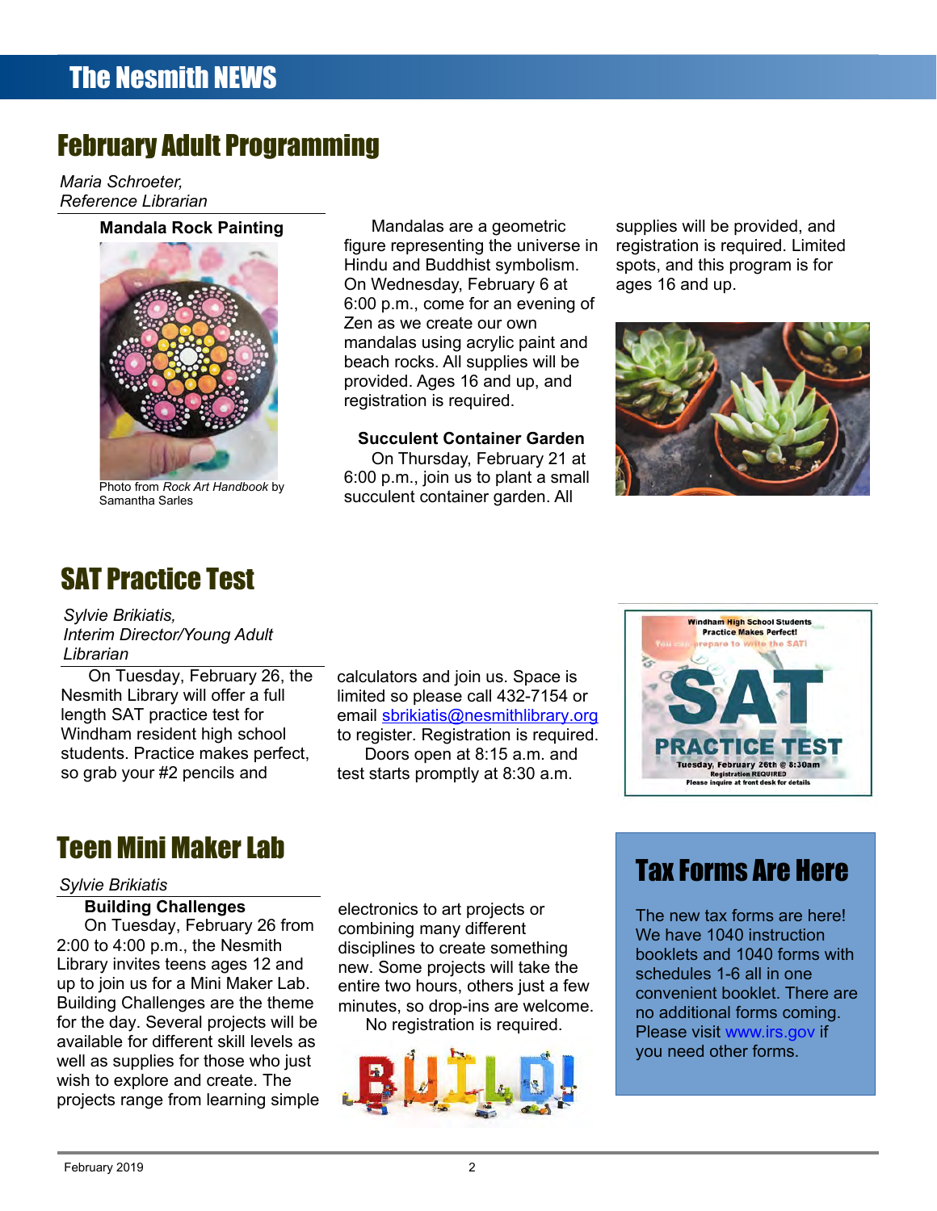# February Adult Programming

*Maria Schroeter,*
*Reference Librarian*

### Mandala Rock Painting

Photo from *Rock Art Handbook* by Samantha Sarles

Mandalas are a geometric figure representing the universe in Hindu and Buddhist symbolism. On Wednesday, February 6 at 6:00 p.m., come for an evening of Zen as we create our own mandalas using acrylic paint and beach rocks. All supplies will be provided. Ages 16 and up, and registration is required.

### Succulent Container Garden

On Thursday, February 21 at 6:00 p.m., join us to plant a small succulent container garden. All supplies will be provided, and registration is required. Limited spots, and this program is for ages 16 and up.

# SAT Practice Test

*Sylvie Brikiatis,*
*Interim Director/Young Adult Librarian*

On Tuesday, February 26, the Nesmith Library will offer a full length SAT practice test for Windham resident high school students. Practice makes perfect, so grab your #2 pencils and calculators and join us. Space is limited so please call 432-7154 or email sbrikiatis@nesmithlibrary.org to register. Registration is required.

Doors open at 8:15 a.m. and test starts promptly at 8:30 a.m.

# Teen Mini Maker Lab

*Sylvie Brikiatis*

### Building Challenges

On Tuesday, February 26 from 2:00 to 4:00 p.m., the Nesmith Library invites teens ages 12 and up to join us for a Mini Maker Lab. Building Challenges are the theme for the day. Several projects will be available for different skill levels as well as supplies for those who just wish to explore and create. The projects range from learning simple electronics to art projects or combining many different disciplines to create something new. Some projects will take the entire two hours, others just a few minutes, so drop-ins are welcome.

No registration is required.

# Tax Forms Are Here

The new tax forms are here! We have 1040 instruction booklets and 1040 forms with schedules 1-6 all in one convenient booklet. There are no additional forms coming. Please visit www.irs.gov if you need other forms.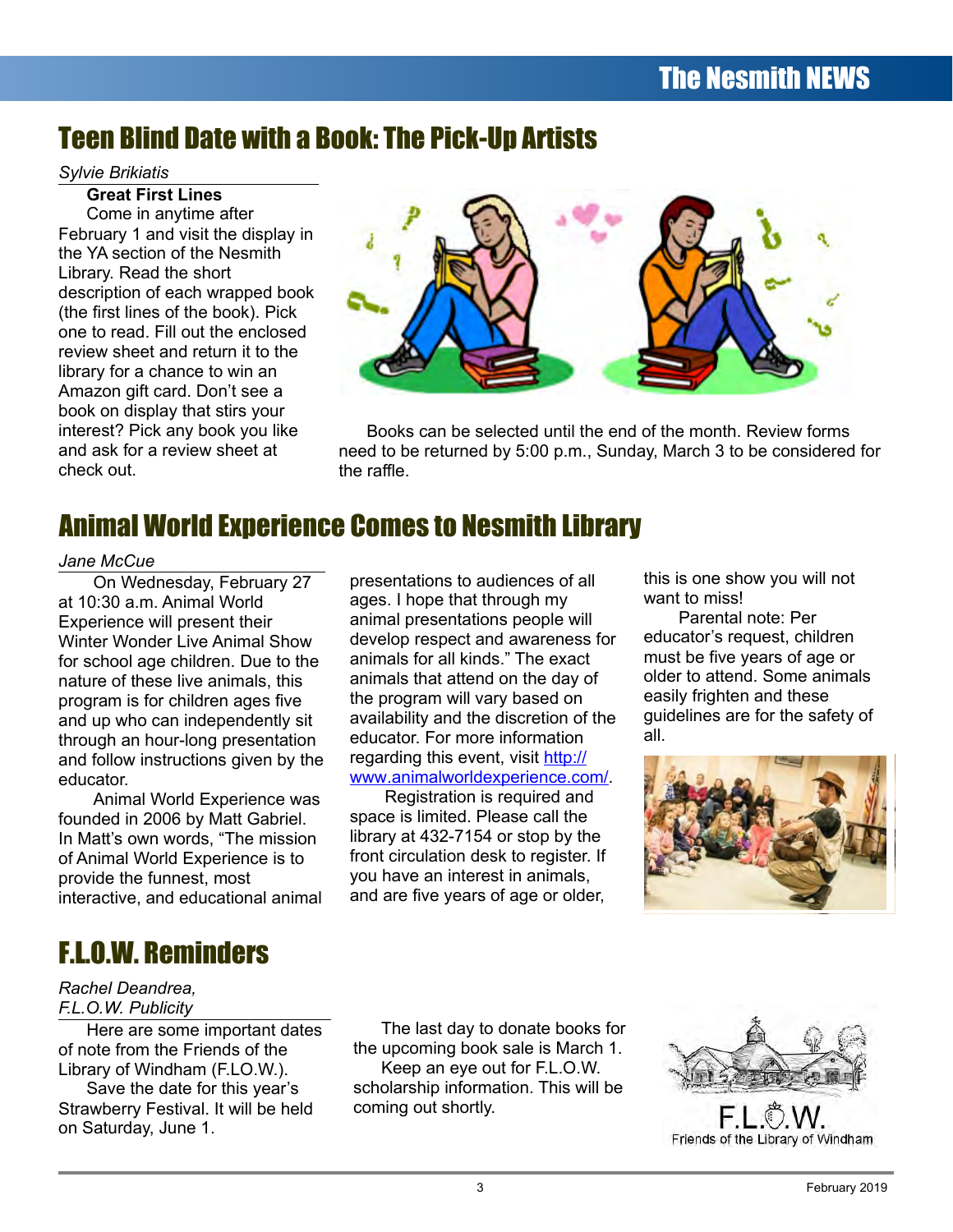## Teen Blind Date with a Book: The Pick-Up Artists

*Sylvie Brikiatis*

**Great First Lines**

Come in anytime after February 1 and visit the display in the YA section of the Nesmith Library. Read the short description of each wrapped book (the first lines of the book). Pick one to read. Fill out the enclosed review sheet and return it to the library for a chance to win an Amazon gift card. Don't see a book on display that stirs your interest? Pick any book you like and ask for a review sheet at check out.

Books can be selected until the end of the month. Review forms need to be returned by 5:00 p.m., Sunday, March 3 to be considered for the raffle.

## Animal World Experience Comes to Nesmith Library

*Jane McCue*

On Wednesday, February 27 at 10:30 a.m. Animal World Experience will present their Winter Wonder Live Animal Show for school age children. Due to the nature of these live animals, this program is for children ages five and up who can independently sit through an hour-long presentation and follow instructions given by the educator.

Animal World Experience was founded in 2006 by Matt Gabriel. In Matt's own words, "The mission of Animal World Experience is to provide the funnest, most interactive, and educational animal presentations to audiences of all ages. I hope that through my animal presentations people will develop respect and awareness for animals for all kinds." The exact animals that attend on the day of the program will vary based on availability and the discretion of the educator. For more information regarding this event, visit http://www.animalworldexperience.com/.

Registration is required and space is limited. Please call the library at 432-7154 or stop by the front circulation desk to register. If you have an interest in animals, and are five years of age or older, this is one show you will not want to miss!

Parental note: Per educator's request, children must be five years of age or older to attend. Some animals easily frighten and these guidelines are for the safety of all.

## F.L.O.W. Reminders

*Rachel Deandrea,*
*F.L.O.W. Publicity*

Here are some important dates of note from the Friends of the Library of Windham (F.LO.W.).

Save the date for this year's Strawberry Festival. It will be held on Saturday, June 1.

The last day to donate books for the upcoming book sale is March 1.

Keep an eye out for F.L.O.W. scholarship information. This will be coming out shortly.

F.L.O.W.
Friends of the Library of Windham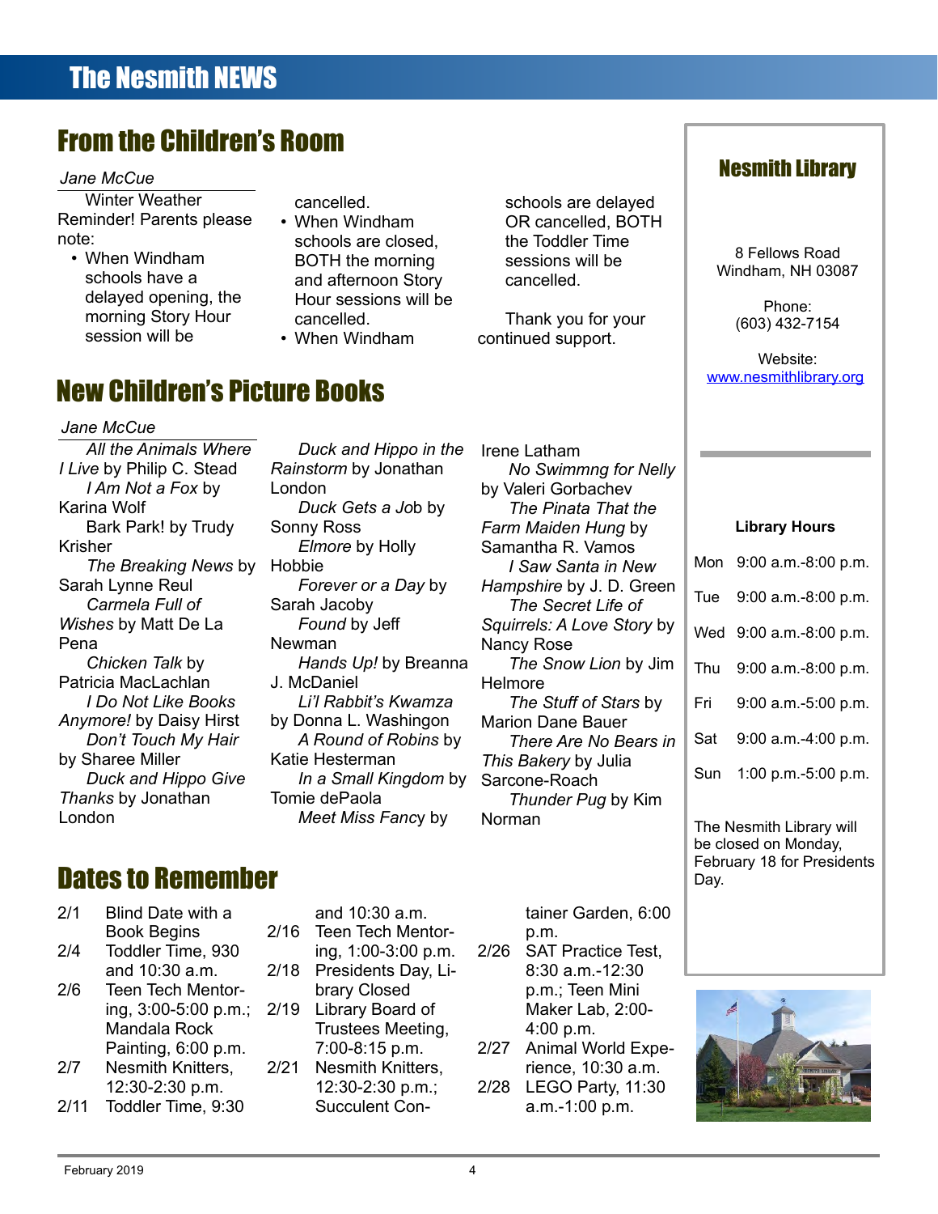# From the Children's Room

*Jane McCue*

Winter Weather Reminder! Parents please note:

- When Windham schools have a delayed opening, the morning Story Hour session will be cancelled.
- When Windham schools are closed, BOTH the morning and afternoon Story Hour sessions will be cancelled.
- When Windham schools are delayed OR cancelled, BOTH the Toddler Time sessions will be cancelled.

Thank you for your continued support.

# New Children's Picture Books

*Jane McCue*

*All the Animals Where I Live* by Philip C. Stead
*I Am Not a Fox* by Karina Wolf
Bark Park! by Trudy Krisher
*The Breaking News* by Sarah Lynne Reul
*Carmela Full of Wishes* by Matt De La Pena
*Chicken Talk* by Patricia MacLachlan
*I Do Not Like Books Anymore!* by Daisy Hirst
*Don't Touch My Hair* by Sharee Miller
*Duck and Hippo Give Thanks* by Jonathan London
*Duck and Hippo in the Rainstorm* by Jonathan London
*Duck Gets a Job* by Sonny Ross
*Elmore* by Holly Hobbie
*Forever or a Day* by Sarah Jacoby
*Found* by Jeff Newman
*Hands Up!* by Breanna J. McDaniel
*Li'l Rabbit's Kwamza* by Donna L. Washington
*A Round of Robins* by Katie Hesterman
*In a Small Kingdom* by Tomie dePaola
*Meet Miss Fancy* by Irene Latham
*No Swimmng for Nelly* by Valeri Gorbachev
*The Pinata That the Farm Maiden Hung* by Samantha R. Vamos
*I Saw Santa in New Hampshire* by J. D. Green
*The Secret Life of Squirrels: A Love Story* by Nancy Rose
*The Snow Lion* by Jim Helmore
*The Stuff of Stars* by Marion Dane Bauer
*There Are No Bears in This Bakery* by Julia Sarcone-Roach
*Thunder Pug* by Kim Norman

# Dates to Remember

| | |
|---|---|
| 2/1 | Blind Date with a Book Begins |
| 2/4 | Toddler Time, 930 and 10:30 a.m. |
| 2/6 | Teen Tech Mentoring, 3:00-5:00 p.m.; Mandala Rock Painting, 6:00 p.m. |
| 2/7 | Nesmith Knitters, 12:30-2:30 p.m. |
| 2/11 | Toddler Time, 9:30 and 10:30 a.m. |
| 2/16 | Teen Tech Mentoring, 1:00-3:00 p.m. |
| 2/18 | Presidents Day, Library Closed |
| 2/19 | Library Board of Trustees Meeting, 7:00-8:15 p.m. |
| 2/21 | Nesmith Knitters, 12:30-2:30 p.m.; Succulent Container Garden, 6:00 p.m. |
| 2/26 | SAT Practice Test, 8:30 a.m.-12:30 p.m.; Teen Mini Maker Lab, 2:00-4:00 p.m. |
| 2/27 | Animal World Experience, 10:30 a.m. |
| 2/28 | LEGO Party, 11:30 a.m.-1:00 p.m. |

## Nesmith Library

8 Fellows Road
Windham, NH 03087

Phone:
(603) 432-7154

Website:
www.nesmithlibrary.org

**Library Hours**

| | |
|---|---|
| Mon | 9:00 a.m.-8:00 p.m. |
| Tue | 9:00 a.m.-8:00 p.m. |
| Wed | 9:00 a.m.-8:00 p.m. |
| Thu | 9:00 a.m.-8:00 p.m. |
| Fri | 9:00 a.m.-5:00 p.m. |
| Sat | 9:00 a.m.-4:00 p.m. |
| Sun | 1:00 p.m.-5:00 p.m. |

The Nesmith Library will be closed on Monday, February 18 for Presidents Day.